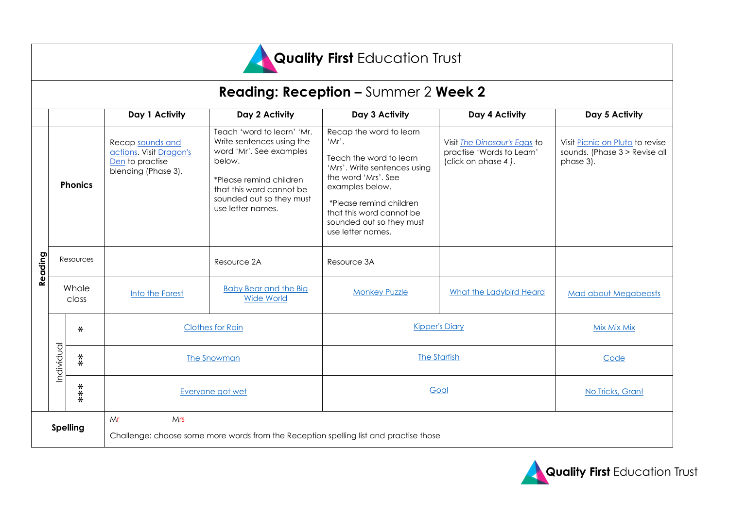# Quality First Education Trust

## Reading: Reception – Summer 2 Week 2

| | | | Day 1 Activity | Day 2 Activity | Day 3 Activity | Day 4 Activity | Day 5 Activity |
|---|---|---|---|---|---|---|---|
| Reading | Phonics | | Recap sounds and actions. Visit Dragon's Den to practise blending (Phase 3). | Teach 'word to learn' 'Mr. Write sentences using the word 'Mr'. See examples below. *Please remind children that this word cannot be sounded out so they must use letter names. | Recap the word to learn 'Mr'. Teach the word to learn 'Mrs'. Write sentences using the word 'Mrs'. See examples below. *Please remind children that this word cannot be sounded out so they must use letter names. | Visit *The Dinosaur's Eggs* to practise 'Words to Learn' (click on phase *4* ). | Visit Picnic on Pluto to revise sounds. (Phase 3 > Revise all phase 3). |
| | Resources | | | Resource 2A | Resource 3A | | |
| | Whole class | | Into the Forest | Baby Bear and the Big Wide World | Monkey Puzzle | What the Ladybird Heard | Mad about Megabeasts |
| | Individual | * | Clothes for Rain | | Kipper's Diary | | Mix Mix Mix |
| | | ** | The Snowman | | The Starfish | | Code |
| | | *** | Everyone got wet | | Goal | | No Tricks, Gran! |
| Spelling | | | Mr Mrs<br>Challenge: choose some more words from the Reception spelling list and practise those | | | | |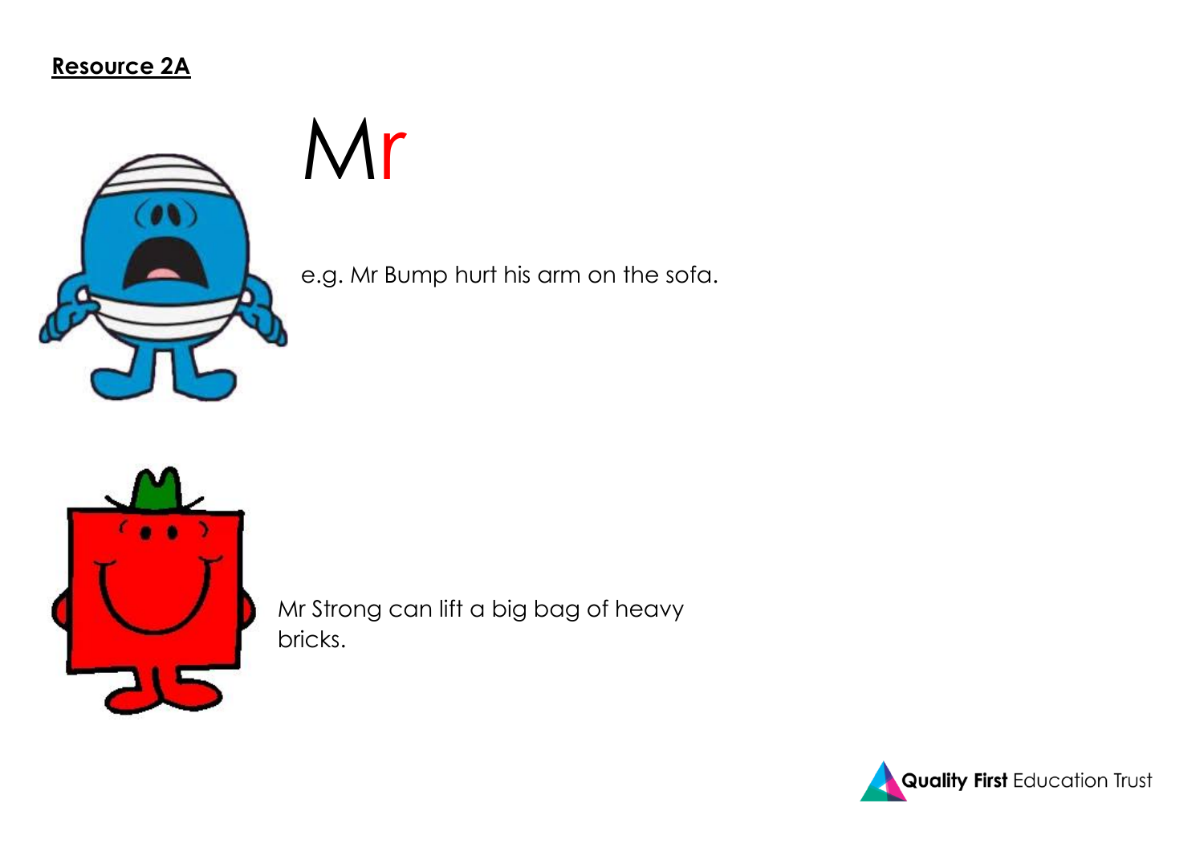**Resource 2A**

# Mr

e.g. Mr Bump hurt his arm on the sofa.

Mr Strong can lift a big bag of heavy bricks.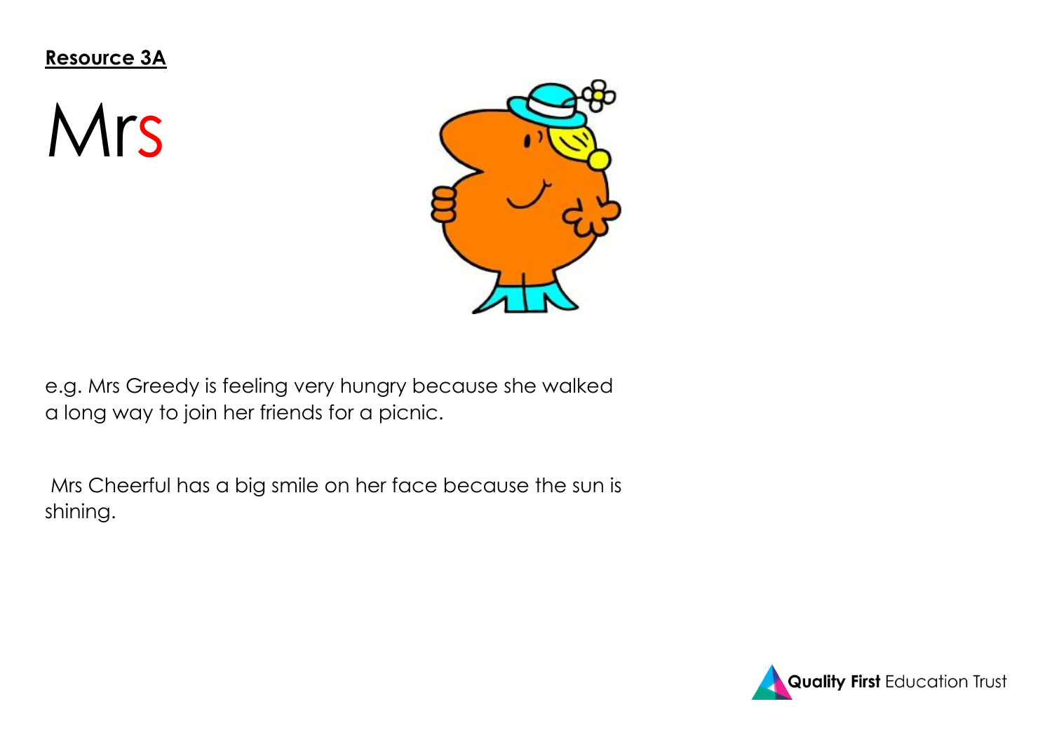**Resource 3A**

# Mrs

e.g. Mrs Greedy is feeling very hungry because she walked a long way to join her friends for a picnic.

Mrs Cheerful has a big smile on her face because the sun is shining.